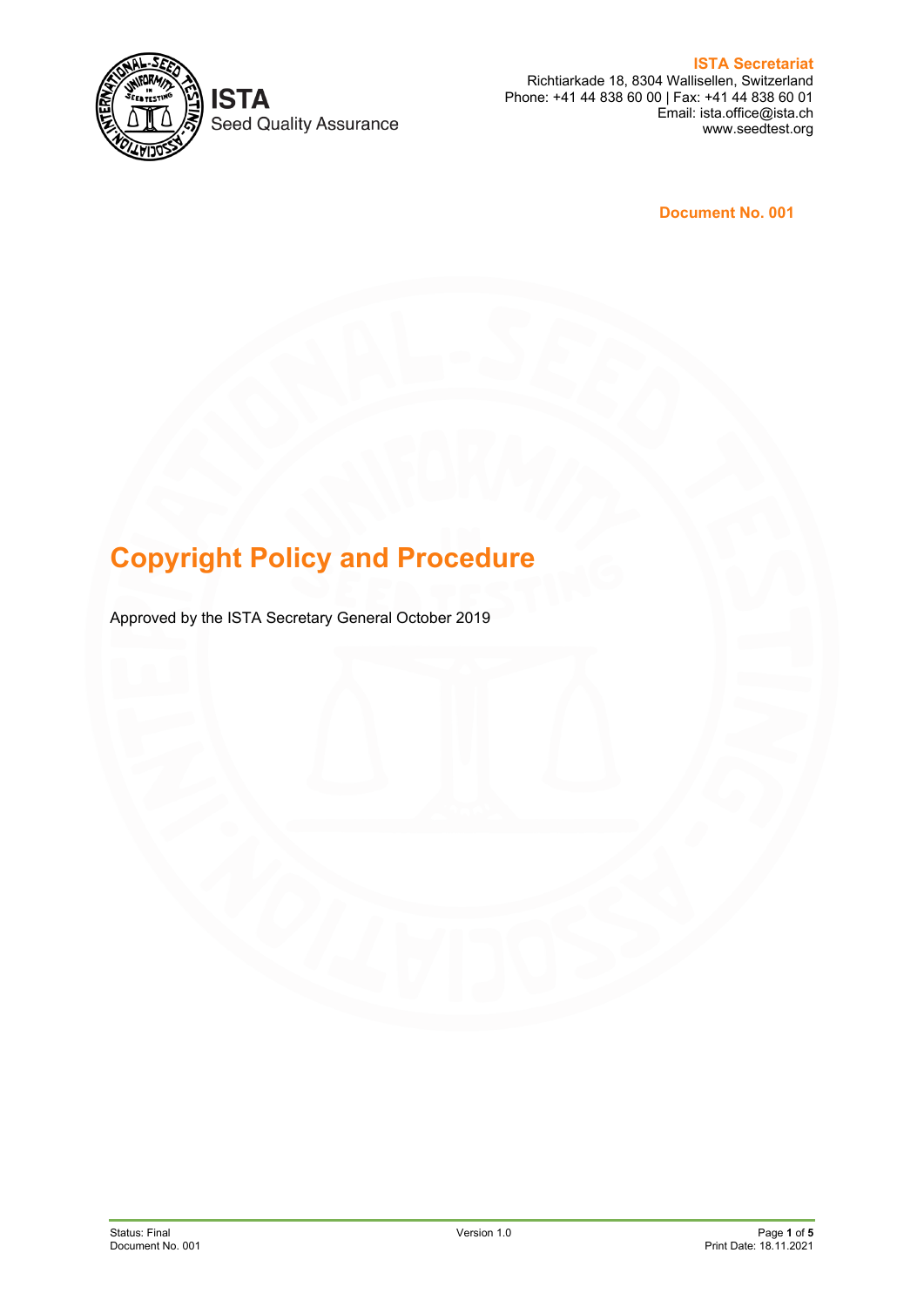ISTA Seed Quality Assurance

**ISTA Secretariat**
Richtiarkade 18, 8304 Wallisellen, Switzerland
Phone: +41 44 838 60 00 | Fax: +41 44 838 60 01
Email: ista.office@ista.ch
www.seedtest.org

**Document No. 001**

# Copyright Policy and Procedure

Approved by the ISTA Secretary General October 2019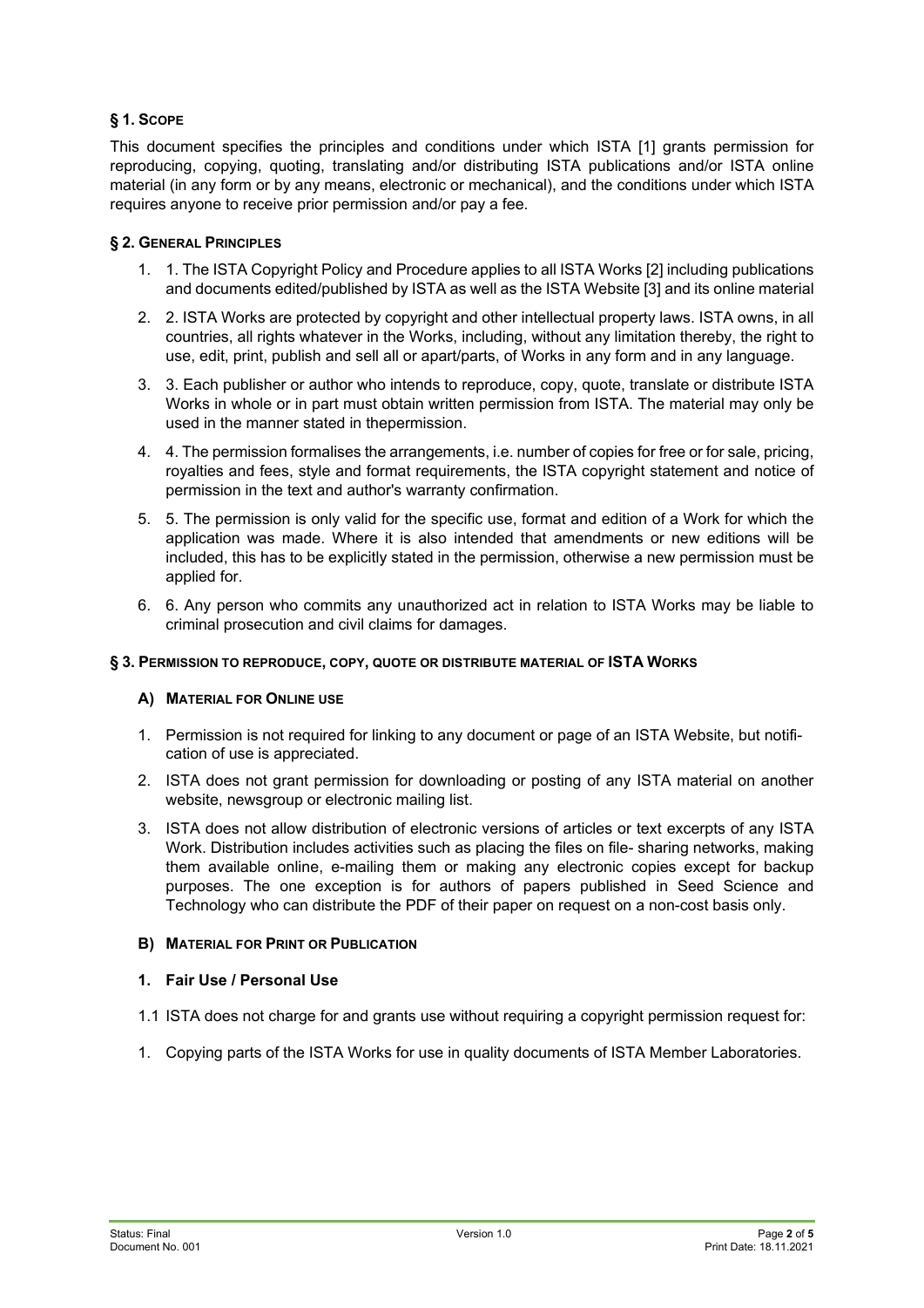## § 1. Scope

This document specifies the principles and conditions under which ISTA [1] grants permission for reproducing, copying, quoting, translating and/or distributing ISTA publications and/or ISTA online material (in any form or by any means, electronic or mechanical), and the conditions under which ISTA requires anyone to receive prior permission and/or pay a fee.

## § 2. General Principles

1. 1. The ISTA Copyright Policy and Procedure applies to all ISTA Works [2] including publications and documents edited/published by ISTA as well as the ISTA Website [3] and its online material
2. 2. ISTA Works are protected by copyright and other intellectual property laws. ISTA owns, in all countries, all rights whatever in the Works, including, without any limitation thereby, the right to use, edit, print, publish and sell all or apart/parts, of Works in any form and in any language.
3. 3. Each publisher or author who intends to reproduce, copy, quote, translate or distribute ISTA Works in whole or in part must obtain written permission from ISTA. The material may only be used in the manner stated in thepermission.
4. 4. The permission formalises the arrangements, i.e. number of copies for free or for sale, pricing, royalties and fees, style and format requirements, the ISTA copyright statement and notice of permission in the text and author's warranty confirmation.
5. 5. The permission is only valid for the specific use, format and edition of a Work for which the application was made. Where it is also intended that amendments or new editions will be included, this has to be explicitly stated in the permission, otherwise a new permission must be applied for.
6. 6. Any person who commits any unauthorized act in relation to ISTA Works may be liable to criminal prosecution and civil claims for damages.

## § 3. Permission to reproduce, copy, quote or distribute material of ISTA Works

### A) Material for Online use

1. Permission is not required for linking to any document or page of an ISTA Website, but notification of use is appreciated.
2. ISTA does not grant permission for downloading or posting of any ISTA material on another website, newsgroup or electronic mailing list.
3. ISTA does not allow distribution of electronic versions of articles or text excerpts of any ISTA Work. Distribution includes activities such as placing the files on file- sharing networks, making them available online, e-mailing them or making any electronic copies except for backup purposes. The one exception is for authors of papers published in Seed Science and Technology who can distribute the PDF of their paper on request on a non-cost basis only.

### B) Material for Print or Publication

#### 1. Fair Use / Personal Use

1.1 ISTA does not charge for and grants use without requiring a copyright permission request for:

1. Copying parts of the ISTA Works for use in quality documents of ISTA Member Laboratories.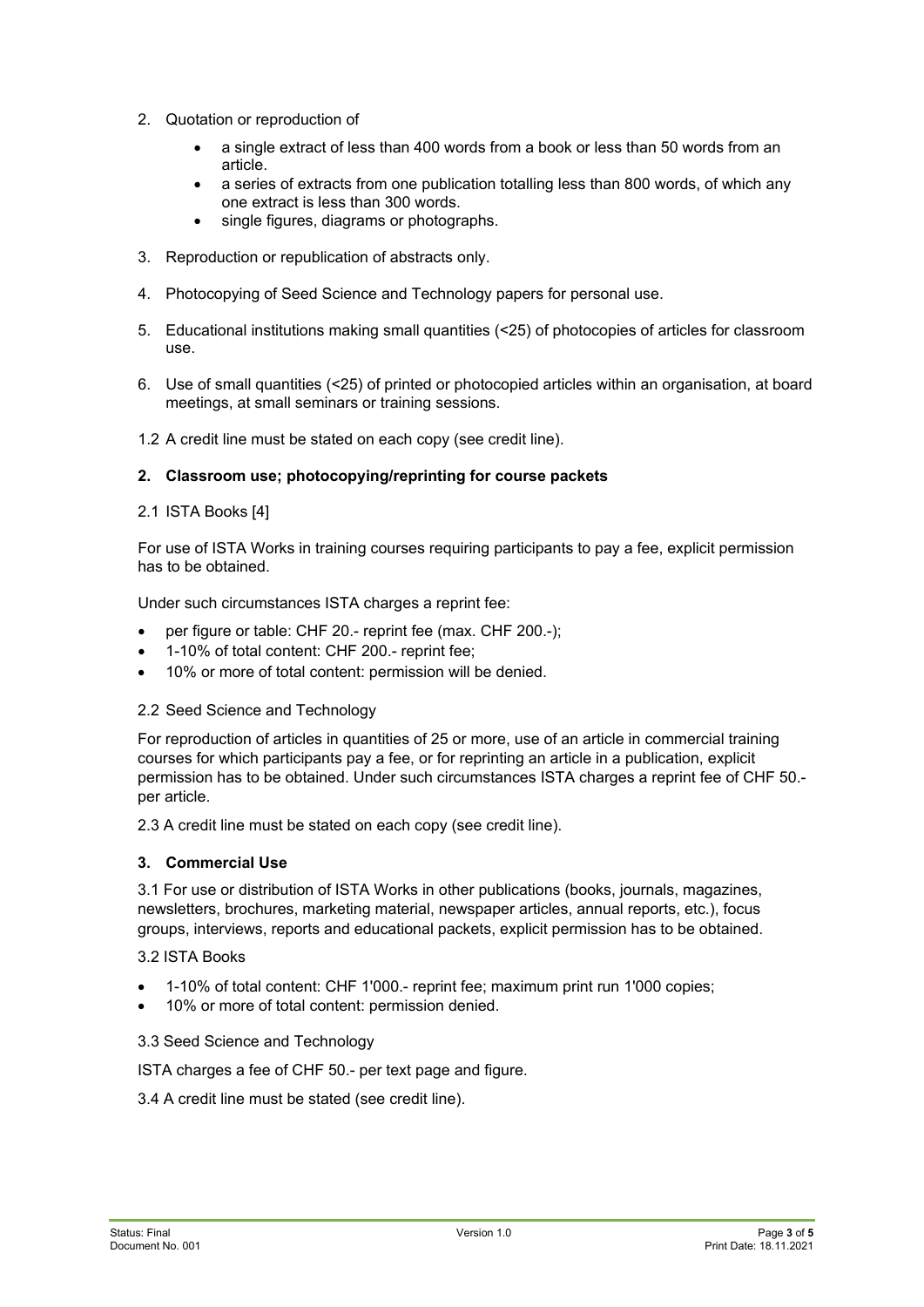2. Quotation or reproduction of

    - a single extract of less than 400 words from a book or less than 50 words from an article.
    - a series of extracts from one publication totalling less than 800 words, of which any one extract is less than 300 words.
    - single figures, diagrams or photographs.

3. Reproduction or republication of abstracts only.

4. Photocopying of Seed Science and Technology papers for personal use.

5. Educational institutions making small quantities (<25) of photocopies of articles for classroom use.

6. Use of small quantities (<25) of printed or photocopied articles within an organisation, at board meetings, at small seminars or training sessions.

1.2 A credit line must be stated on each copy (see credit line).

## 2. Classroom use; photocopying/reprinting for course packets

2.1 ISTA Books [4]

For use of ISTA Works in training courses requiring participants to pay a fee, explicit permission has to be obtained.

Under such circumstances ISTA charges a reprint fee:

- per figure or table: CHF 20.- reprint fee (max. CHF 200.-);
- 1-10% of total content: CHF 200.- reprint fee;
- 10% or more of total content: permission will be denied.

2.2 Seed Science and Technology

For reproduction of articles in quantities of 25 or more, use of an article in commercial training courses for which participants pay a fee, or for reprinting an article in a publication, explicit permission has to be obtained. Under such circumstances ISTA charges a reprint fee of CHF 50.- per article.

2.3 A credit line must be stated on each copy (see credit line).

## 3. Commercial Use

3.1 For use or distribution of ISTA Works in other publications (books, journals, magazines, newsletters, brochures, marketing material, newspaper articles, annual reports, etc.), focus groups, interviews, reports and educational packets, explicit permission has to be obtained.

3.2 ISTA Books

- 1-10% of total content: CHF 1'000.- reprint fee; maximum print run 1'000 copies;
- 10% or more of total content: permission denied.

3.3 Seed Science and Technology

ISTA charges a fee of CHF 50.- per text page and figure.

3.4 A credit line must be stated (see credit line).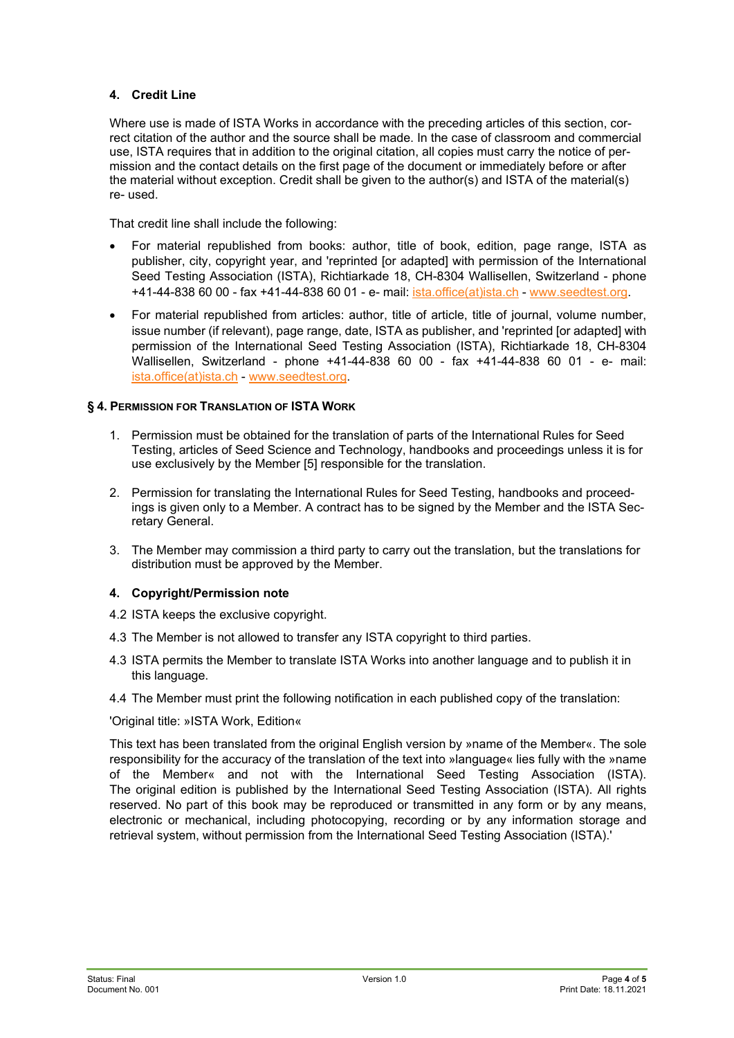### 4. Credit Line

Where use is made of ISTA Works in accordance with the preceding articles of this section, correct citation of the author and the source shall be made. In the case of classroom and commercial use, ISTA requires that in addition to the original citation, all copies must carry the notice of permission and the contact details on the first page of the document or immediately before or after the material without exception. Credit shall be given to the author(s) and ISTA of the material(s) re- used.

That credit line shall include the following:

- For material republished from books: author, title of book, edition, page range, ISTA as publisher, city, copyright year, and 'reprinted [or adapted] with permission of the International Seed Testing Association (ISTA), Richtiarkade 18, CH-8304 Wallisellen, Switzerland - phone +41-44-838 60 00 - fax +41-44-838 60 01 - e- mail: ista.office(at)ista.ch - www.seedtest.org.
- For material republished from articles: author, title of article, title of journal, volume number, issue number (if relevant), page range, date, ISTA as publisher, and 'reprinted [or adapted] with permission of the International Seed Testing Association (ISTA), Richtiarkade 18, CH-8304 Wallisellen, Switzerland - phone +41-44-838 60 00 - fax +41-44-838 60 01 - e- mail: ista.office(at)ista.ch - www.seedtest.org.

## § 4. Permission for Translation of ISTA Work

1. Permission must be obtained for the translation of parts of the International Rules for Seed Testing, articles of Seed Science and Technology, handbooks and proceedings unless it is for use exclusively by the Member [5] responsible for the translation.
2. Permission for translating the International Rules for Seed Testing, handbooks and proceedings is given only to a Member. A contract has to be signed by the Member and the ISTA Secretary General.
3. The Member may commission a third party to carry out the translation, but the translations for distribution must be approved by the Member.

### 4. Copyright/Permission note

4.2 ISTA keeps the exclusive copyright.

4.3 The Member is not allowed to transfer any ISTA copyright to third parties.

4.3 ISTA permits the Member to translate ISTA Works into another language and to publish it in this language.

4.4 The Member must print the following notification in each published copy of the translation:

'Original title: »ISTA Work, Edition«

This text has been translated from the original English version by »name of the Member«. The sole responsibility for the accuracy of the translation of the text into »language« lies fully with the »name of the Member« and not with the International Seed Testing Association (ISTA). The original edition is published by the International Seed Testing Association (ISTA). All rights reserved. No part of this book may be reproduced or transmitted in any form or by any means, electronic or mechanical, including photocopying, recording or by any information storage and retrieval system, without permission from the International Seed Testing Association (ISTA).'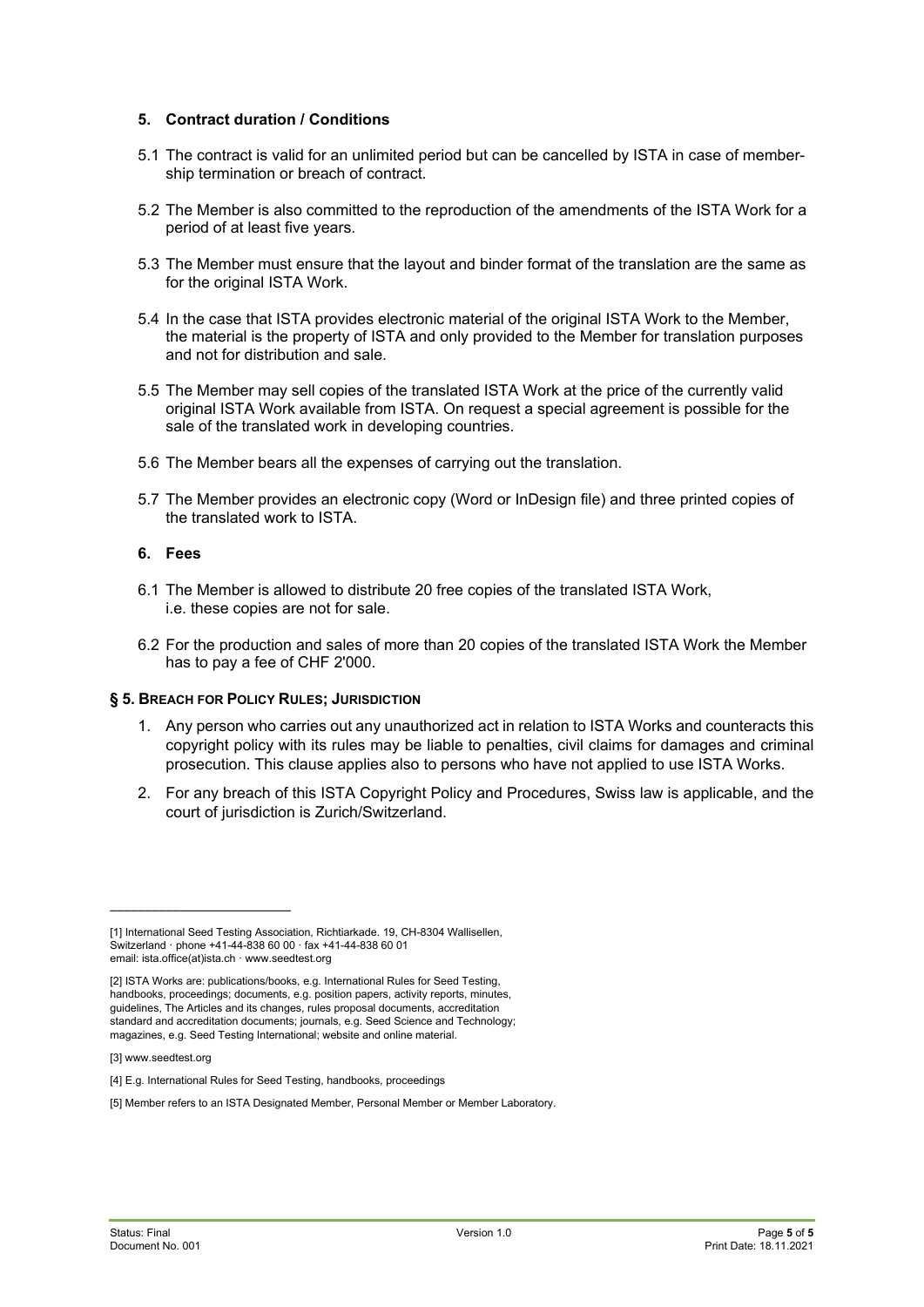### 5. Contract duration / Conditions

5.1 The contract is valid for an unlimited period but can be cancelled by ISTA in case of membership termination or breach of contract.

5.2 The Member is also committed to the reproduction of the amendments of the ISTA Work for a period of at least five years.

5.3 The Member must ensure that the layout and binder format of the translation are the same as for the original ISTA Work.

5.4 In the case that ISTA provides electronic material of the original ISTA Work to the Member, the material is the property of ISTA and only provided to the Member for translation purposes and not for distribution and sale.

5.5 The Member may sell copies of the translated ISTA Work at the price of the currently valid original ISTA Work available from ISTA. On request a special agreement is possible for the sale of the translated work in developing countries.

5.6 The Member bears all the expenses of carrying out the translation.

5.7 The Member provides an electronic copy (Word or InDesign file) and three printed copies of the translated work to ISTA.

### 6. Fees

6.1 The Member is allowed to distribute 20 free copies of the translated ISTA Work, i.e. these copies are not for sale.

6.2 For the production and sales of more than 20 copies of the translated ISTA Work the Member has to pay a fee of CHF 2'000.

## § 5. Breach for Policy Rules; Jurisdiction

1. Any person who carries out any unauthorized act in relation to ISTA Works and counteracts this copyright policy with its rules may be liable to penalties, civil claims for damages and criminal prosecution. This clause applies also to persons who have not applied to use ISTA Works.
2. For any breach of this ISTA Copyright Policy and Procedures, Swiss law is applicable, and the court of jurisdiction is Zurich/Switzerland.

---

[1] International Seed Testing Association, Richtiarkade. 19, CH-8304 Wallisellen, Switzerland · phone +41-44-838 60 00 · fax +41-44-838 60 01 email: ista.office(at)ista.ch · www.seedtest.org

[2] ISTA Works are: publications/books, e.g. International Rules for Seed Testing, handbooks, proceedings; documents, e.g. position papers, activity reports, minutes, guidelines, The Articles and its changes, rules proposal documents, accreditation standard and accreditation documents; journals, e.g. Seed Science and Technology; magazines, e.g. Seed Testing International; website and online material.

[3] www.seedtest.org

[4] E.g. International Rules for Seed Testing, handbooks, proceedings

[5] Member refers to an ISTA Designated Member, Personal Member or Member Laboratory.